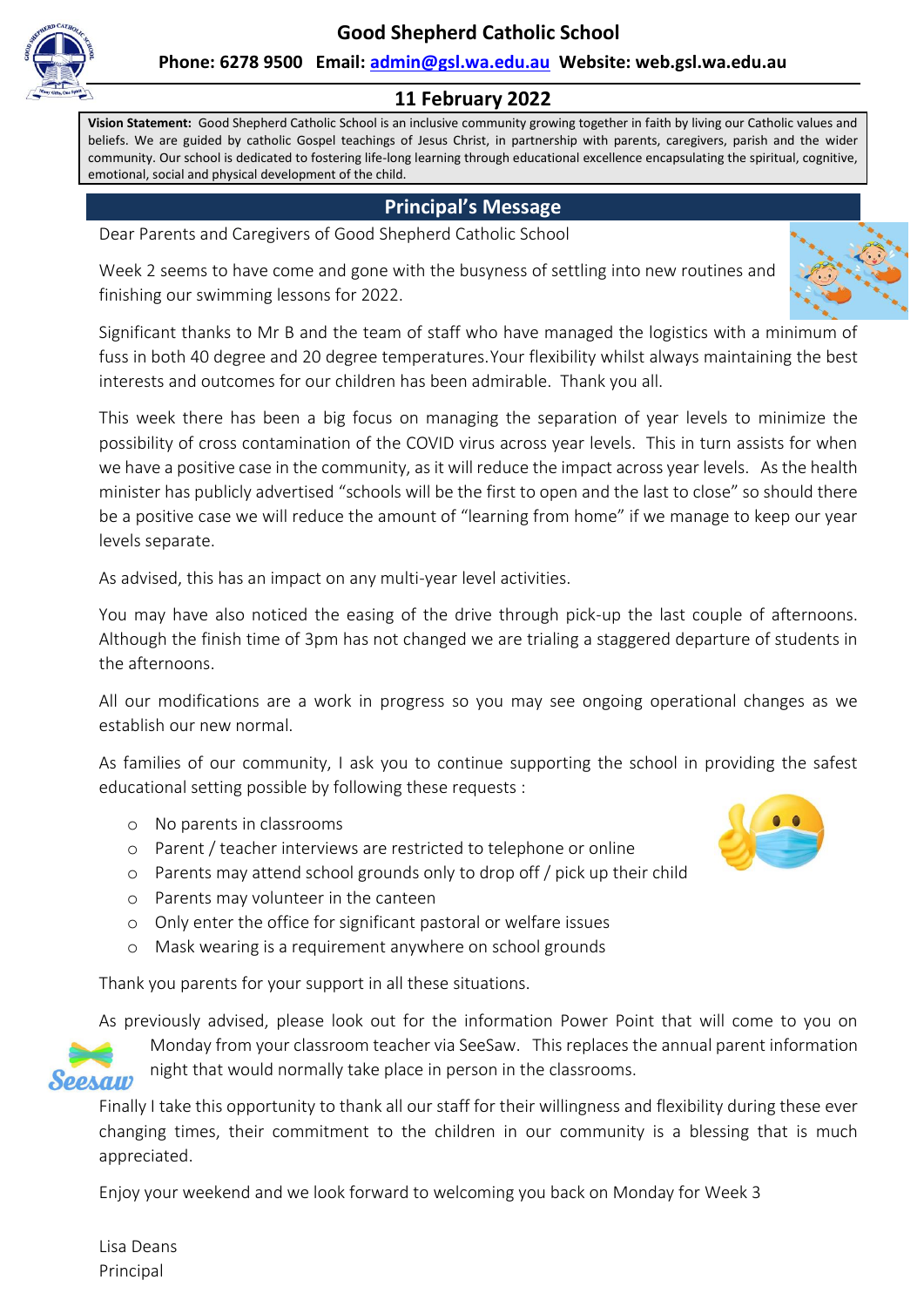# Good Shepherd Catholic School

**Phone: 6278 9500 Email: admin@gsl.wa.edu.au Website: web.gsl.wa.edu.au**

## 11 February 2022

**Vision Statement:** Good Shepherd Catholic School is an inclusive community growing together in faith by living our Catholic values and beliefs. We are guided by catholic Gospel teachings of Jesus Christ, in partnership with parents, caregivers, parish and the wider community. Our school is dedicated to fostering life-long learning through educational excellence encapsulating the spiritual, cognitive, emotional, social and physical development of the child.

## Principal's Message

Dear Parents and Caregivers of Good Shepherd Catholic School

Week 2 seems to have come and gone with the busyness of settling into new routines and finishing our swimming lessons for 2022.

Significant thanks to Mr B and the team of staff who have managed the logistics with a minimum of fuss in both 40 degree and 20 degree temperatures.Your flexibility whilst always maintaining the best interests and outcomes for our children has been admirable. Thank you all.

This week there has been a big focus on managing the separation of year levels to minimize the possibility of cross contamination of the COVID virus across year levels. This in turn assists for when we have a positive case in the community, as it will reduce the impact across year levels. As the health minister has publicly advertised "schools will be the first to open and the last to close" so should there be a positive case we will reduce the amount of "learning from home" if we manage to keep our year levels separate.

As advised, this has an impact on any multi-year level activities.

You may have also noticed the easing of the drive through pick-up the last couple of afternoons. Although the finish time of 3pm has not changed we are trialing a staggered departure of students in the afternoons.

All our modifications are a work in progress so you may see ongoing operational changes as we establish our new normal.

As families of our community, I ask you to continue supporting the school in providing the safest educational setting possible by following these requests :

- No parents in classrooms
- Parent / teacher interviews are restricted to telephone or online
- Parents may attend school grounds only to drop off / pick up their child
- Parents may volunteer in the canteen
- Only enter the office for significant pastoral or welfare issues
- Mask wearing is a requirement anywhere on school grounds

Thank you parents for your support in all these situations.

As previously advised, please look out for the information Power Point that will come to you on Monday from your classroom teacher via SeeSaw. This replaces the annual parent information night that would normally take place in person in the classrooms.

Finally I take this opportunity to thank all our staff for their willingness and flexibility during these ever changing times, their commitment to the children in our community is a blessing that is much appreciated.

Enjoy your weekend and we look forward to welcoming you back on Monday for Week 3

Lisa Deans
Principal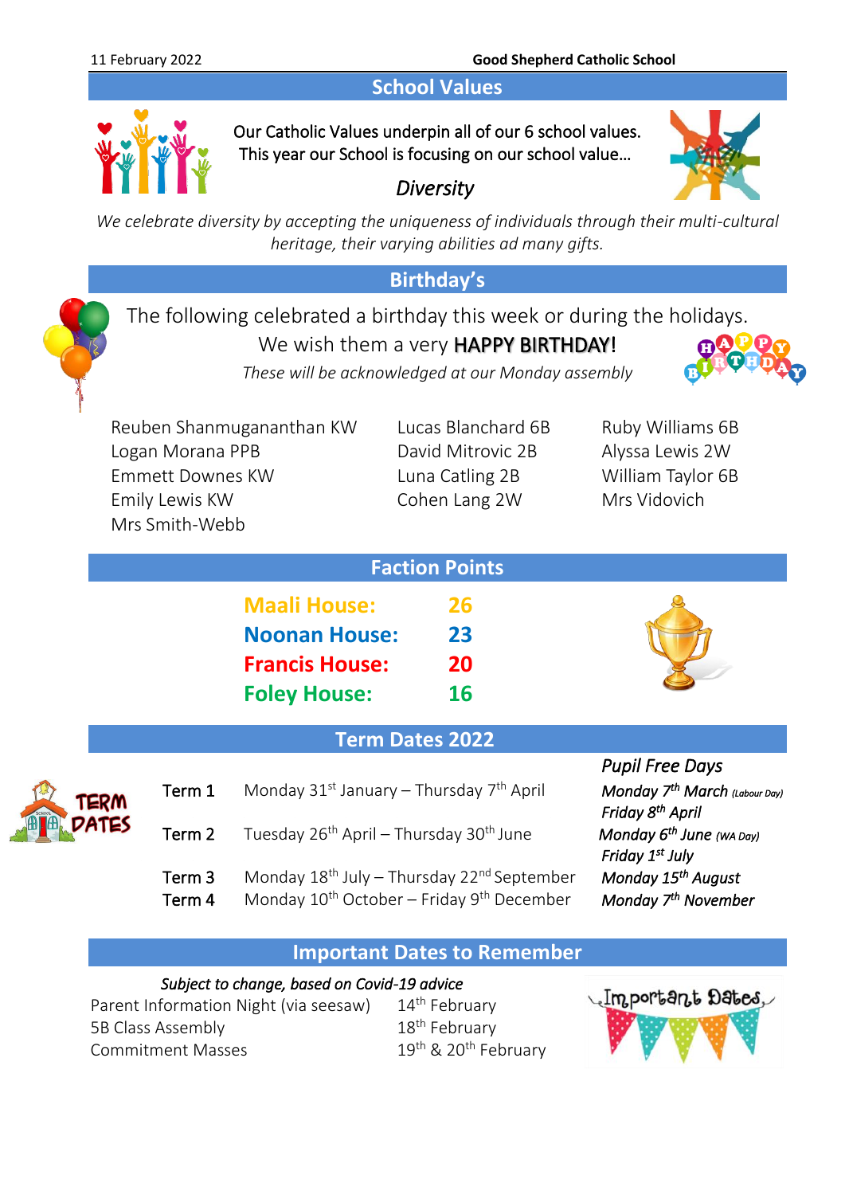## School Values

Our Catholic Values underpin all of our 6 school values.
This year our School is focusing on our school value…

*Diversity*

*We celebrate diversity by accepting the uniqueness of individuals through their multi-cultural heritage, their varying abilities ad many gifts.*

## Birthday's

The following celebrated a birthday this week or during the holidays.
We wish them a very **HAPPY BIRTHDAY**!

*These will be acknowledged at our Monday assembly*

Reuben Shanmuganathan KW
Logan Morana PPB
Emmett Downes KW
Emily Lewis KW
Mrs Smith-Webb
Lucas Blanchard 6B
David Mitrovic 2B
Luna Catling 2B
Cohen Lang 2W
Ruby Williams 6B
Alyssa Lewis 2W
William Taylor 6B
Mrs Vidovich

## Faction Points

| House | Points |
|---|---|
| **Maali House:** | **26** |
| **Noonan House:** | **23** |
| **Francis House:** | **20** |
| **Foley House:** | **16** |

## Term Dates 2022

| Term | Dates |
|---|---|
| Term 1 | Monday 31st January – Thursday 7th April |
| Term 2 | Tuesday 26th April – Thursday 30th June |
| Term 3 | Monday 18th July – Thursday 22nd September |
| Term 4 | Monday 10th October – Friday 9th December |

*Pupil Free Days*

*Monday 7th March (Labour Day)*
*Friday 8th April*
*Monday 6th June (WA Day)*
*Friday 1st July*
*Monday 15th August*
*Monday 7th November*

## Important Dates to Remember

*Subject to change, based on Covid-19 advice*

| Event | Date |
|---|---|
| Parent Information Night (via seesaw) | 14th February |
| 5B Class Assembly | 18th February |
| Commitment Masses | 19th & 20th February |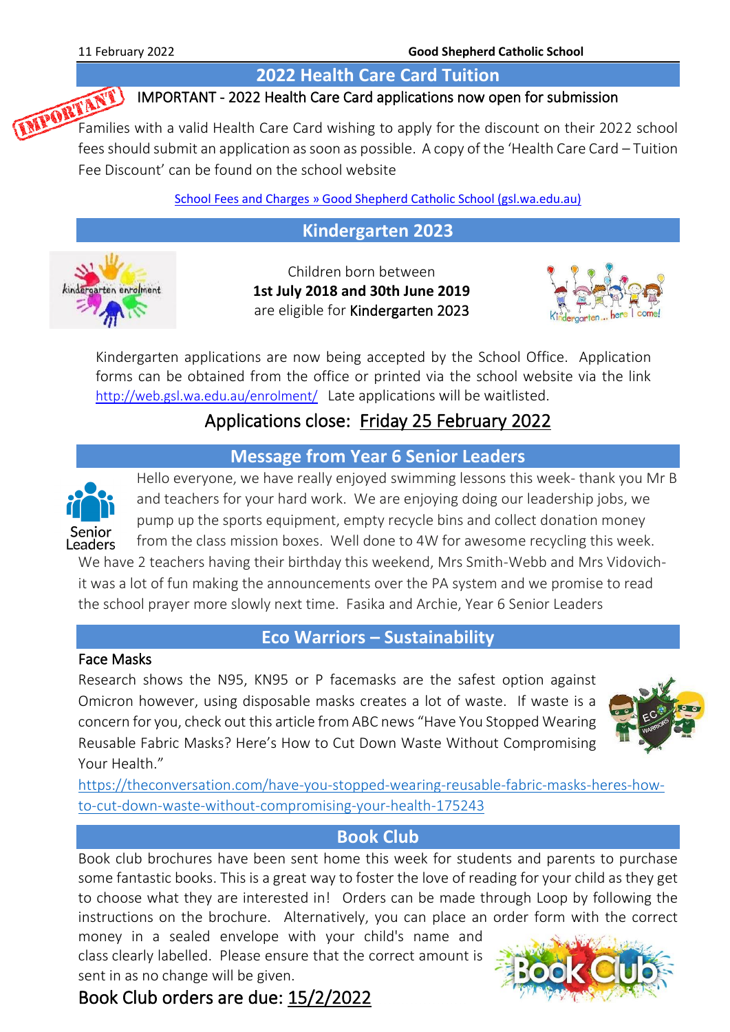## 2022 Health Care Card Tuition

IMPORTANT - 2022 Health Care Card applications now open for submission

Families with a valid Health Care Card wishing to apply for the discount on their 2022 school fees should submit an application as soon as possible. A copy of the 'Health Care Card – Tuition Fee Discount' can be found on the school website

School Fees and Charges » Good Shepherd Catholic School (gsl.wa.edu.au)

## Kindergarten 2023

Children born between
**1st July 2018 and 30th June 2019**
are eligible for Kindergarten 2023

Kindergarten applications are now being accepted by the School Office. Application forms can be obtained from the office or printed via the school website via the link http://web.gsl.wa.edu.au/enrolment/ Late applications will be waitlisted.

Applications close: Friday 25 February 2022

## Message from Year 6 Senior Leaders

Hello everyone, we have really enjoyed swimming lessons this week- thank you Mr B and teachers for your hard work. We are enjoying doing our leadership jobs, we pump up the sports equipment, empty recycle bins and collect donation money from the class mission boxes. Well done to 4W for awesome recycling this week. We have 2 teachers having their birthday this weekend, Mrs Smith-Webb and Mrs Vidovich- it was a lot of fun making the announcements over the PA system and we promise to read the school prayer more slowly next time. Fasika and Archie, Year 6 Senior Leaders

## Eco Warriors – Sustainability

### Face Masks

Research shows the N95, KN95 or P facemasks are the safest option against Omicron however, using disposable masks creates a lot of waste. If waste is a concern for you, check out this article from ABC news "Have You Stopped Wearing Reusable Fabric Masks? Here's How to Cut Down Waste Without Compromising Your Health."

https://theconversation.com/have-you-stopped-wearing-reusable-fabric-masks-heres-how-to-cut-down-waste-without-compromising-your-health-175243

## Book Club

Book club brochures have been sent home this week for students and parents to purchase some fantastic books. This is a great way to foster the love of reading for your child as they get to choose what they are interested in! Orders can be made through Loop by following the instructions on the brochure. Alternatively, you can place an order form with the correct money in a sealed envelope with your child's name and class clearly labelled. Please ensure that the correct amount is sent in as no change will be given.

Book Club orders are due: 15/2/2022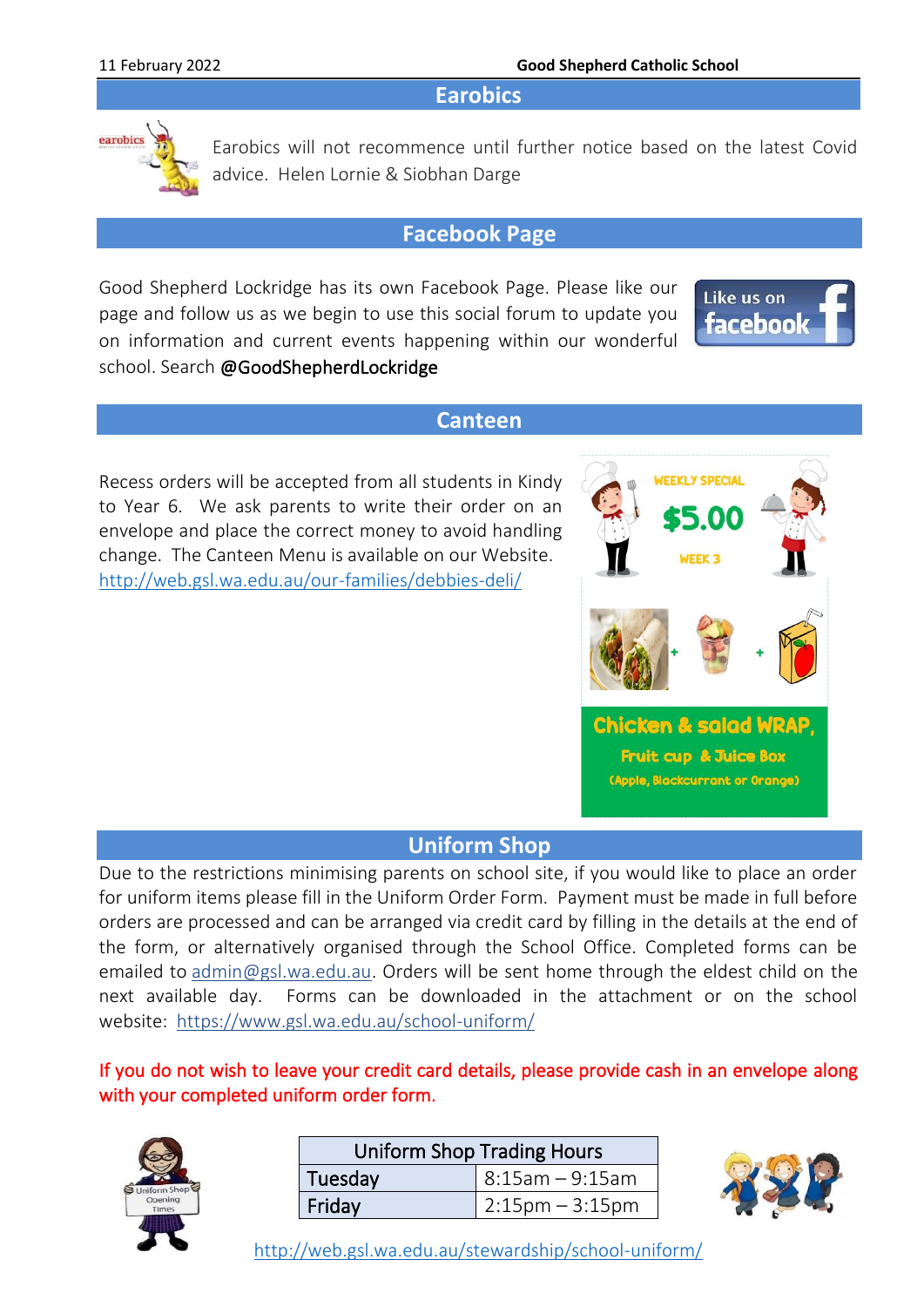## Earobics

Earobics will not recommence until further notice based on the latest Covid advice. Helen Lornie & Siobhan Darge

## Facebook Page

Good Shepherd Lockridge has its own Facebook Page. Please like our page and follow us as we begin to use this social forum to update you on information and current events happening within our wonderful school. Search @GoodShepherdLockridge

## Canteen

Recess orders will be accepted from all students in Kindy to Year 6. We ask parents to write their order on an envelope and place the correct money to avoid handling change. The Canteen Menu is available on our Website. http://web.gsl.wa.edu.au/our-families/debbies-deli/

WEEKLY SPECIAL

$5.00

WEEK 3

Chicken & salad WRAP,

Fruit cup & Juice Box

(Apple, Blackcurrant or Orange)

## Uniform Shop

Due to the restrictions minimising parents on school site, if you would like to place an order for uniform items please fill in the Uniform Order Form. Payment must be made in full before orders are processed and can be arranged via credit card by filling in the details at the end of the form, or alternatively organised through the School Office. Completed forms can be emailed to admin@gsl.wa.edu.au. Orders will be sent home through the eldest child on the next available day. Forms can be downloaded in the attachment or on the school website: https://www.gsl.wa.edu.au/school-uniform/

If you do not wish to leave your credit card details, please provide cash in an envelope along with your completed uniform order form.

| Uniform Shop Trading Hours | |
|---|---|
| Tuesday | 8:15am – 9:15am |
| Friday | 2:15pm – 3:15pm |

http://web.gsl.wa.edu.au/stewardship/school-uniform/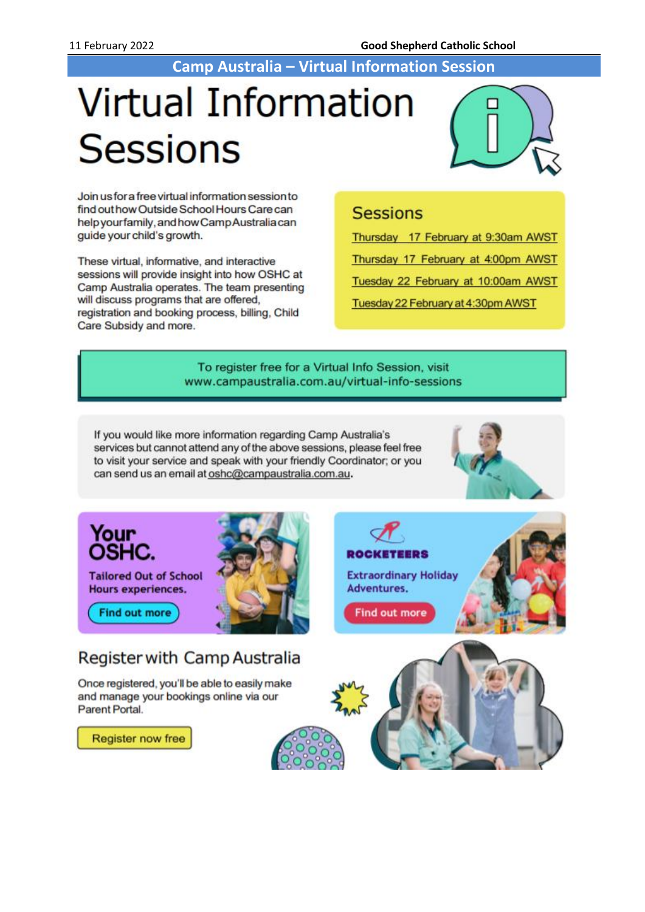## Camp Australia – Virtual Information Session

# Virtual Information Sessions

Join us for a free virtual information session to find out how Outside School Hours Care can help your family, and how Camp Australia can guide your child's growth.

These virtual, informative, and interactive sessions will provide insight into how OSHC at Camp Australia operates. The team presenting will discuss programs that are offered, registration and booking process, billing, Child Care Subsidy and more.

### Sessions

- Thursday 17 February at 9:30am AWST
- Thursday 17 February at 4:00pm AWST
- Tuesday 22 February at 10:00am AWST
- Tuesday 22 February at 4:30pm AWST

To register free for a Virtual Info Session, visit www.campaustralia.com.au/virtual-info-sessions

If you would like more information regarding Camp Australia's services but cannot attend any of the above sessions, please feel free to visit your service and speak with your friendly Coordinator; or you can send us an email at oshc@campaustralia.com.au.

**Your OSHC.**

Tailored Out of School Hours experiences.

Find out more

**ROCKETEERS**

Extraordinary Holiday Adventures.

Find out more

## Register with Camp Australia

Once registered, you'll be able to easily make and manage your bookings online via our Parent Portal.

Register now free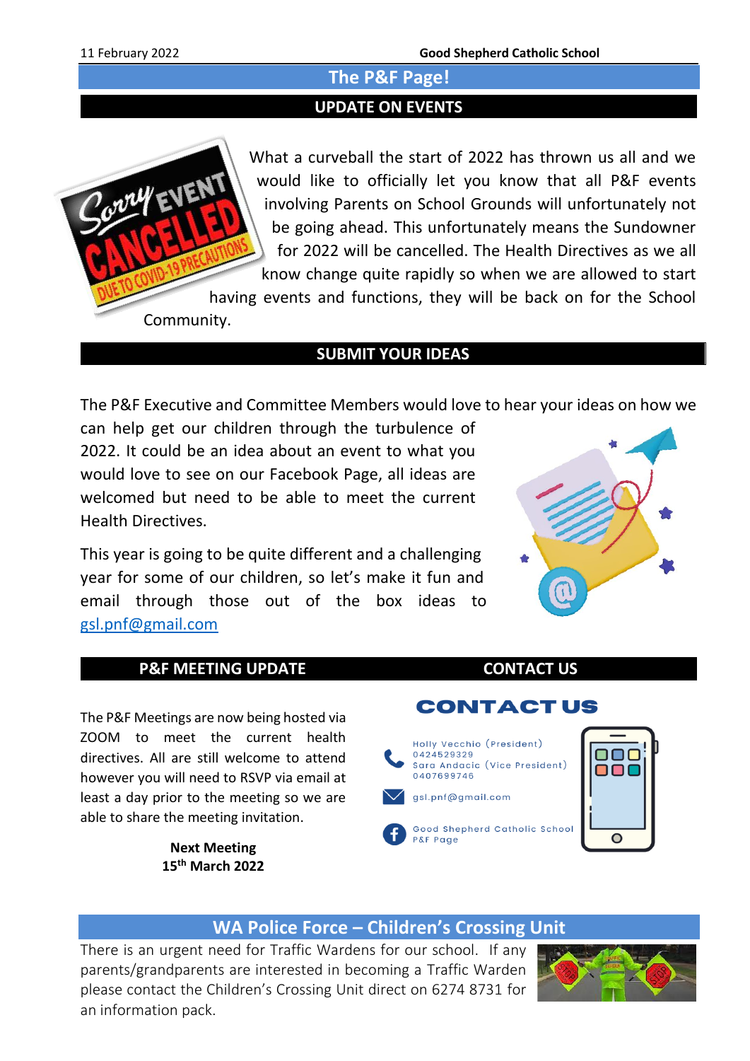## The P&F Page!

### UPDATE ON EVENTS

What a curveball the start of 2022 has thrown us all and we would like to officially let you know that all P&F events involving Parents on School Grounds will unfortunately not be going ahead. This unfortunately means the Sundowner for 2022 will be cancelled. The Health Directives as we all know change quite rapidly so when we are allowed to start having events and functions, they will be back on for the School Community.

### SUBMIT YOUR IDEAS

The P&F Executive and Committee Members would love to hear your ideas on how we can help get our children through the turbulence of 2022. It could be an idea about an event to what you would love to see on our Facebook Page, all ideas are welcomed but need to be able to meet the current Health Directives.

This year is going to be quite different and a challenging year for some of our children, so let's make it fun and email through those out of the box ideas to gsl.pnf@gmail.com

### P&F MEETING UPDATE

The P&F Meetings are now being hosted via ZOOM to meet the current health directives. All are still welcome to attend however you will need to RSVP via email at least a day prior to the meeting so we are able to share the meeting invitation.

**Next Meeting**
**15th March 2022**

### CONTACT US

**CONTACT US**

Holly Vecchio (President)
0424529329
Sara Andacic (Vice President)
0407699746

gsl.pnf@gmail.com

Good Shepherd Catholic School P&F Page

## WA Police Force – Children's Crossing Unit

There is an urgent need for Traffic Wardens for our school. If any parents/grandparents are interested in becoming a Traffic Warden please contact the Children's Crossing Unit direct on 6274 8731 for an information pack.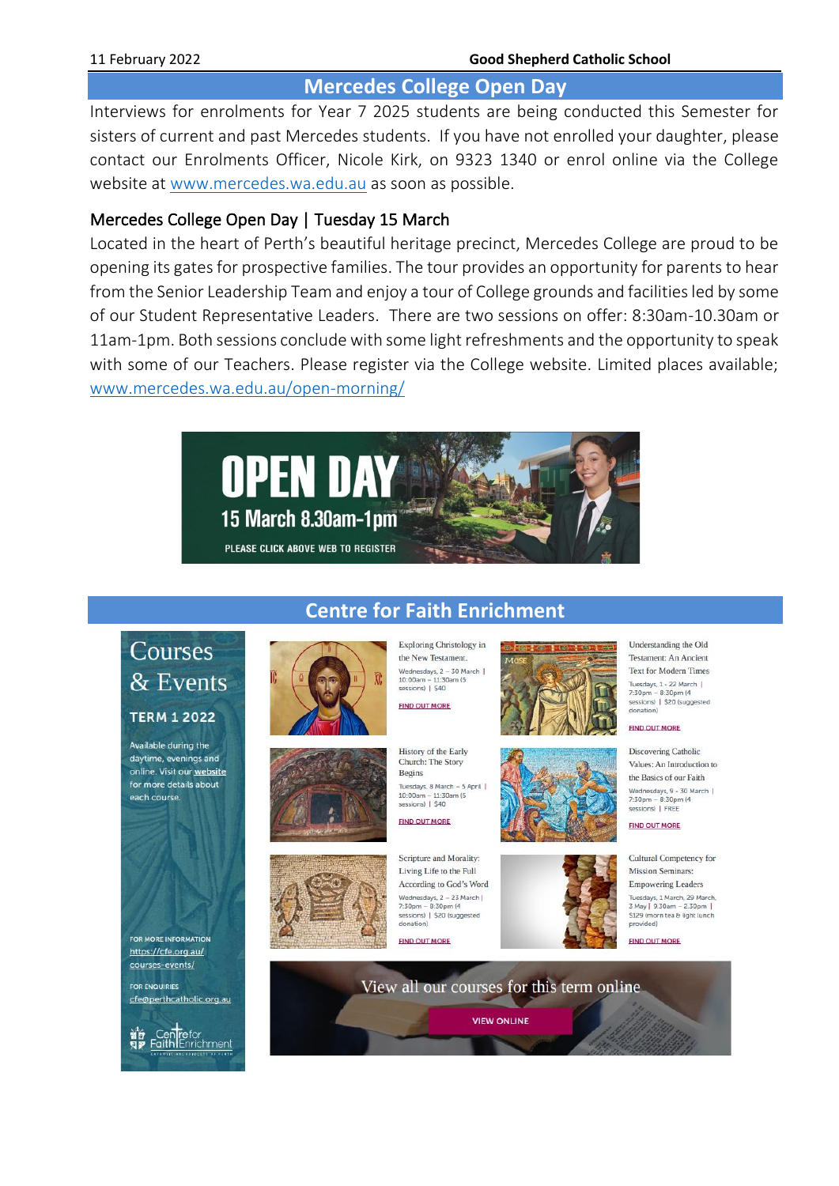## Mercedes College Open Day

Interviews for enrolments for Year 7 2025 students are being conducted this Semester for sisters of current and past Mercedes students. If you have not enrolled your daughter, please contact our Enrolments Officer, Nicole Kirk, on 9323 1340 or enrol online via the College website at www.mercedes.wa.edu.au as soon as possible.

### Mercedes College Open Day | Tuesday 15 March

Located in the heart of Perth's beautiful heritage precinct, Mercedes College are proud to be opening its gates for prospective families. The tour provides an opportunity for parents to hear from the Senior Leadership Team and enjoy a tour of College grounds and facilities led by some of our Student Representative Leaders. There are two sessions on offer: 8:30am-10.30am or 11am-1pm. Both sessions conclude with some light refreshments and the opportunity to speak with some of our Teachers. Please register via the College website. Limited places available; www.mercedes.wa.edu.au/open-morning/

OPEN DAY

15 March 8.30am-1pm

PLEASE CLICK ABOVE WEB TO REGISTER

## Centre for Faith Enrichment

Courses & Events

TERM 1 2022

Available during the daytime, evenings and online. Visit our website for more details about each course.

FOR MORE INFORMATION
https://cfe.org.au/courses-events/

FOR ENQUIRIES
cfe@perthcatholic.org.au

Centre for Faith Enrichment

Exploring Christology in the New Testament.
Wednesdays, 2 – 30 March | 10:00am – 11:30am (5 sessions) | $40
FIND OUT MORE

Understanding the Old Testament: An Ancient Text for Modern Times
Tuesdays, 1 – 22 March | 7:30pm – 8:30pm (4 sessions) | $20 (suggested donation)
FIND OUT MORE

History of the Early Church: The Story Begins
Tuesdays, 8 March – 5 April | 10:00am – 11:30am (5 sessions) | $40
FIND OUT MORE

Discovering Catholic Values: An Introduction to the Basics of our Faith
Wednesdays, 9 – 30 March | 7:30pm – 8:30pm (4 sessions) | FREE
FIND OUT MORE

Scripture and Morality: Living Life to the Full According to God's Word
Wednesdays, 2 – 23 March | 7:30pm – 8:30pm (4 sessions) | $20 (suggested donation)
FIND OUT MORE

Cultural Competency for Mission Seminars: Empowering Leaders
Tuesdays, 1 March, 29 March, 3 May | 9:30am – 2:30pm | $129 (morn tea & light lunch provided)
FIND OUT MORE

View all our courses for this term online

VIEW ONLINE